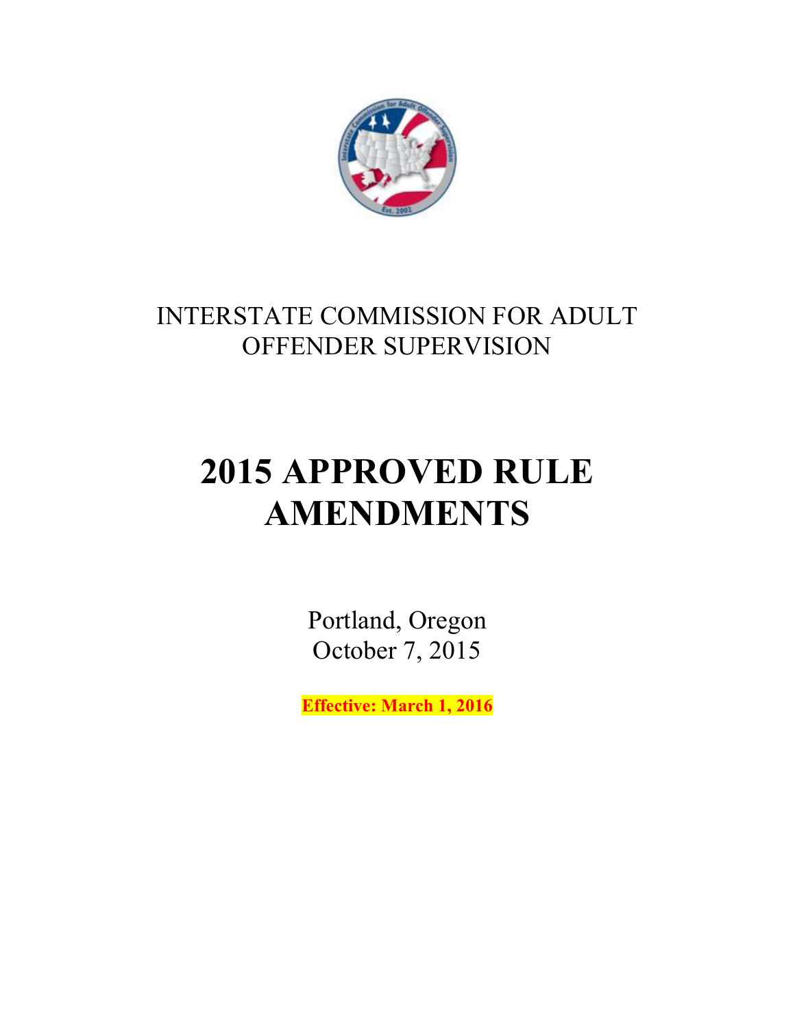INTERSTATE COMMISSION FOR ADULT OFFENDER SUPERVISION

# 2015 APPROVED RULE AMENDMENTS

Portland, Oregon
October 7, 2015

**Effective: March 1, 2016**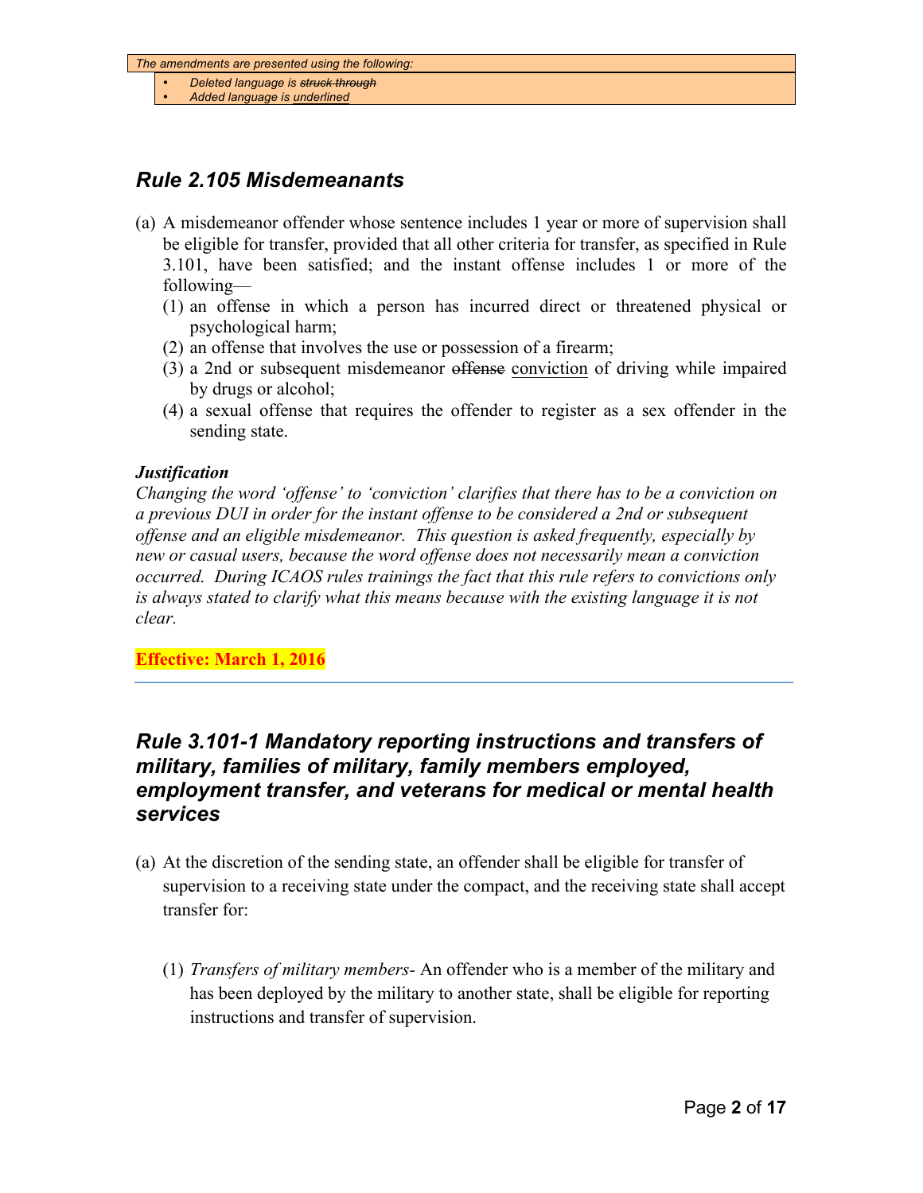*The amendments are presented using the following:*

- *Deleted language is ~~struck through~~*
- *Added language is <u>underlined</u>*

## *Rule 2.105 Misdemeanants*

(a) A misdemeanor offender whose sentence includes 1 year or more of supervision shall be eligible for transfer, provided that all other criteria for transfer, as specified in Rule 3.101, have been satisfied; and the instant offense includes 1 or more of the following—

(1) an offense in which a person has incurred direct or threatened physical or psychological harm;

(2) an offense that involves the use or possession of a firearm;

(3) a 2nd or subsequent misdemeanor ~~offense~~ <u>conviction</u> of driving while impaired by drugs or alcohol;

(4) a sexual offense that requires the offender to register as a sex offender in the sending state.

***Justification***

*Changing the word 'offense' to 'conviction' clarifies that there has to be a conviction on a previous DUI in order for the instant offense to be considered a 2nd or subsequent offense and an eligible misdemeanor. This question is asked frequently, especially by new or casual users, because the word offense does not necessarily mean a conviction occurred. During ICAOS rules trainings the fact that this rule refers to convictions only is always stated to clarify what this means because with the existing language it is not clear.*

**Effective: March 1, 2016**

---

## *Rule 3.101-1 Mandatory reporting instructions and transfers of military, families of military, family members employed, employment transfer, and veterans for medical or mental health services*

(a) At the discretion of the sending state, an offender shall be eligible for transfer of supervision to a receiving state under the compact, and the receiving state shall accept transfer for:

(1) *Transfers of military members*- An offender who is a member of the military and has been deployed by the military to another state, shall be eligible for reporting instructions and transfer of supervision.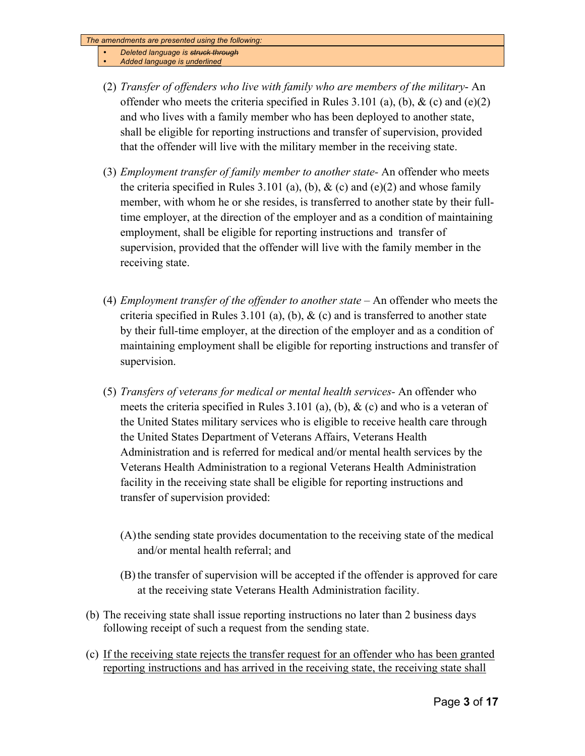*The amendments are presented using the following:*

- *Deleted language is ~~struck through~~*
- *Added language is <u>underlined</u>*

(2) *Transfer of offenders who live with family who are members of the military*- An offender who meets the criteria specified in Rules 3.101 (a), (b), & (c) and (e)(2) and who lives with a family member who has been deployed to another state, shall be eligible for reporting instructions and transfer of supervision, provided that the offender will live with the military member in the receiving state.

(3) *Employment transfer of family member to another state*- An offender who meets the criteria specified in Rules 3.101 (a), (b), & (c) and (e)(2) and whose family member, with whom he or she resides, is transferred to another state by their full-time employer, at the direction of the employer and as a condition of maintaining employment, shall be eligible for reporting instructions and transfer of supervision, provided that the offender will live with the family member in the receiving state.

(4) *Employment transfer of the offender to another state* – An offender who meets the criteria specified in Rules 3.101 (a), (b), & (c) and is transferred to another state by their full-time employer, at the direction of the employer and as a condition of maintaining employment shall be eligible for reporting instructions and transfer of supervision.

(5) *Transfers of veterans for medical or mental health services*- An offender who meets the criteria specified in Rules 3.101 (a), (b), & (c) and who is a veteran of the United States military services who is eligible to receive health care through the United States Department of Veterans Affairs, Veterans Health Administration and is referred for medical and/or mental health services by the Veterans Health Administration to a regional Veterans Health Administration facility in the receiving state shall be eligible for reporting instructions and transfer of supervision provided:

(A) the sending state provides documentation to the receiving state of the medical and/or mental health referral; and

(B) the transfer of supervision will be accepted if the offender is approved for care at the receiving state Veterans Health Administration facility.

(b) The receiving state shall issue reporting instructions no later than 2 business days following receipt of such a request from the sending state.

(c) <u>If the receiving state rejects the transfer request for an offender who has been granted reporting instructions and has arrived in the receiving state, the receiving state shall</u>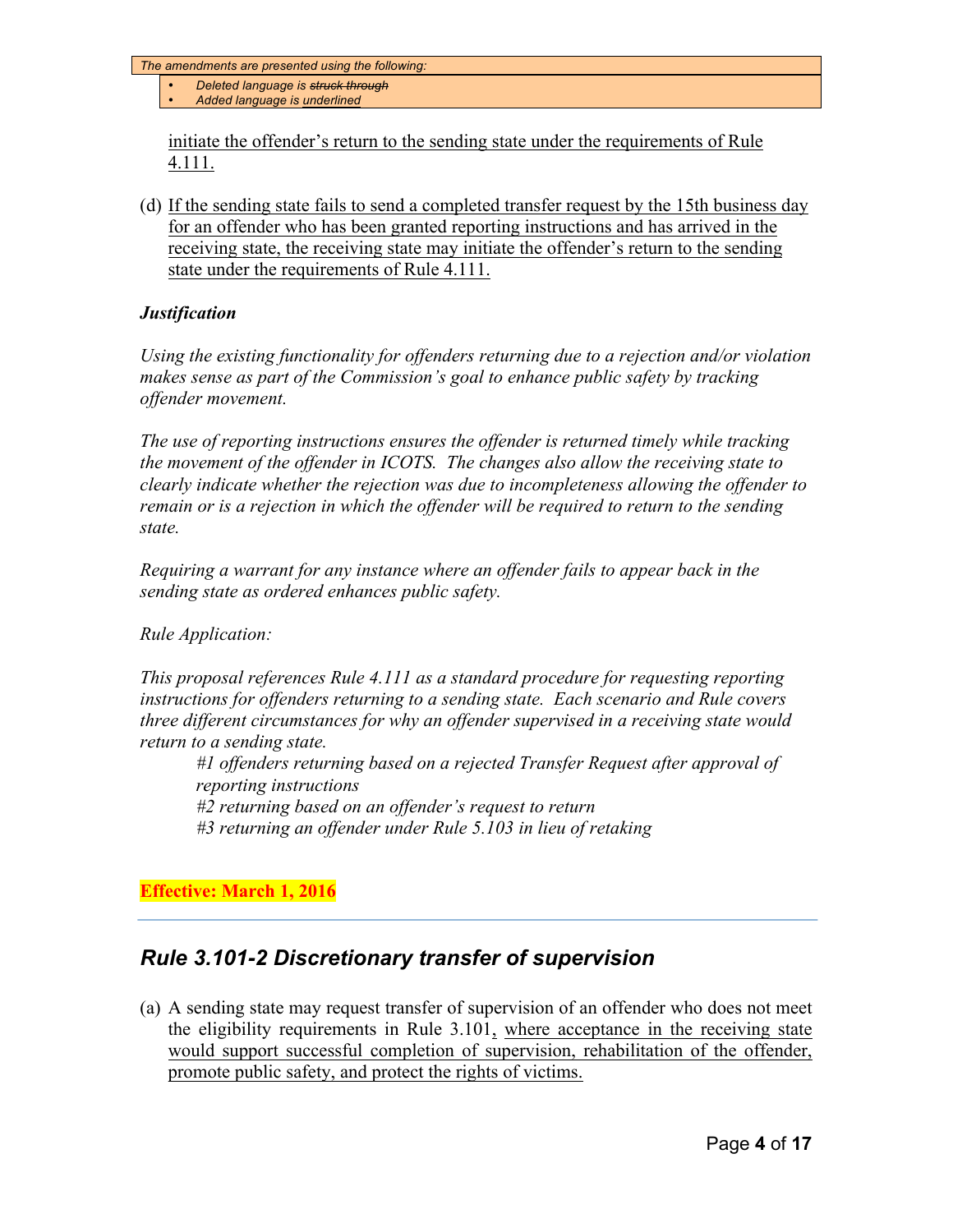The amendments are presented using the following:

- Deleted language is ~~struck through~~
- Added language is <u>underlined</u>

<u>initiate the offender's return to the sending state under the requirements of Rule 4.111.</u>

(d) <u>If the sending state fails to send a completed transfer request by the 15th business day for an offender who has been granted reporting instructions and has arrived in the receiving state, the receiving state may initiate the offender's return to the sending state under the requirements of Rule 4.111.</u>

***Justification***

*Using the existing functionality for offenders returning due to a rejection and/or violation makes sense as part of the Commission's goal to enhance public safety by tracking offender movement.*

*The use of reporting instructions ensures the offender is returned timely while tracking the movement of the offender in ICOTS. The changes also allow the receiving state to clearly indicate whether the rejection was due to incompleteness allowing the offender to remain or is a rejection in which the offender will be required to return to the sending state.*

*Requiring a warrant for any instance where an offender fails to appear back in the sending state as ordered enhances public safety.*

*Rule Application:*

*This proposal references Rule 4.111 as a standard procedure for requesting reporting instructions for offenders returning to a sending state. Each scenario and Rule covers three different circumstances for why an offender supervised in a receiving state would return to a sending state.*

> *#1 offenders returning based on a rejected Transfer Request after approval of reporting instructions*
> *#2 returning based on an offender's request to return*
> *#3 returning an offender under Rule 5.103 in lieu of retaking*

**Effective: March 1, 2016**

---

## *Rule 3.101-2 Discretionary transfer of supervision*

(a) A sending state may request transfer of supervision of an offender who does not meet the eligibility requirements in Rule 3.101<u>, where acceptance in the receiving state would support successful completion of supervision, rehabilitation of the offender, promote public safety, and protect the rights of victims.</u>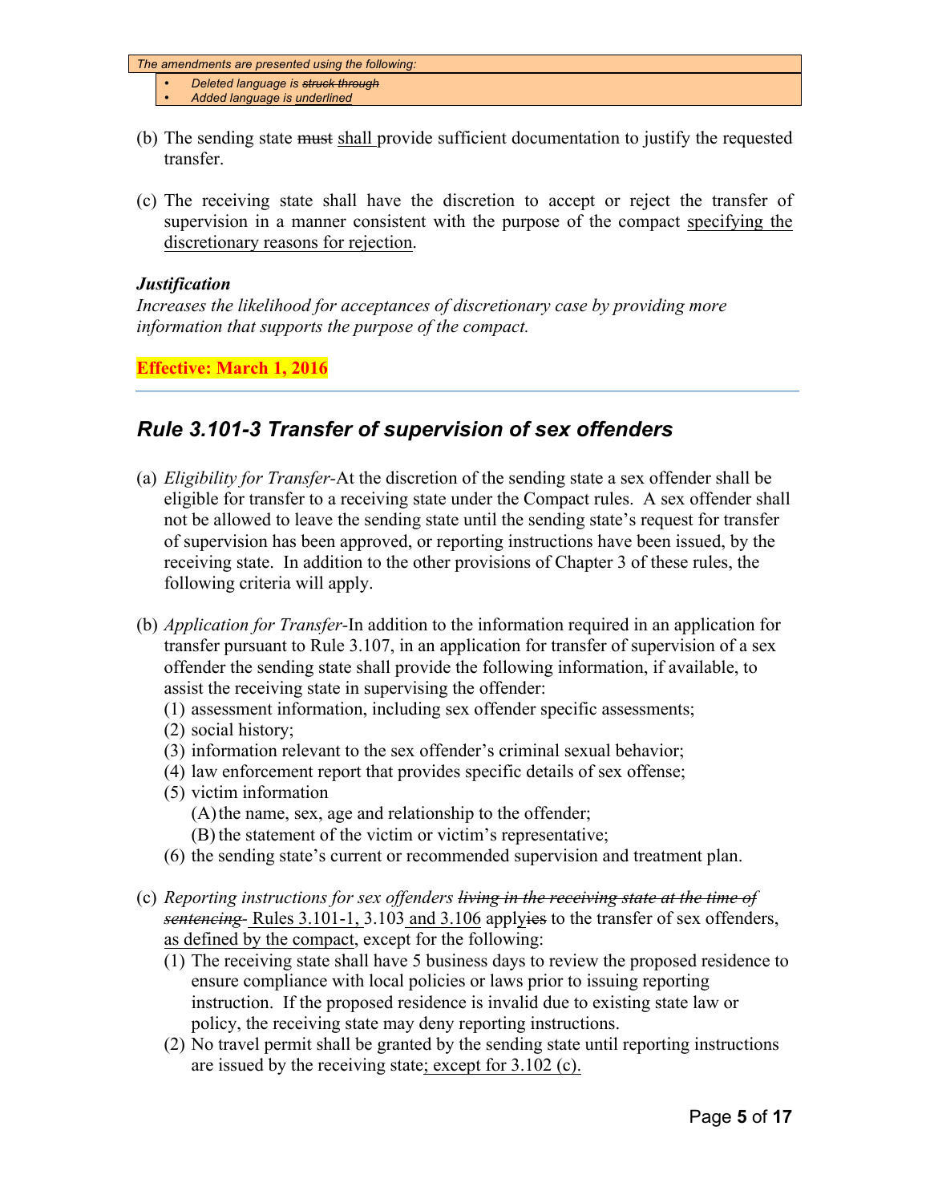The amendments are presented using the following:

- *Deleted language is ~~struck through~~*
- *Added language is <u>underlined</u>*

(b) The sending state ~~must~~ <u>shall</u> provide sufficient documentation to justify the requested transfer.

(c) The receiving state shall have the discretion to accept or reject the transfer of supervision in a manner consistent with the purpose of the compact <u>specifying the discretionary reasons for rejection</u>.

***Justification***

*Increases the likelihood for acceptances of discretionary case by providing more information that supports the purpose of the compact.*

**Effective: March 1, 2016**

---

## *Rule 3.101-3 Transfer of supervision of sex offenders*

(a) *Eligibility for Transfer*-At the discretion of the sending state a sex offender shall be eligible for transfer to a receiving state under the Compact rules. A sex offender shall not be allowed to leave the sending state until the sending state's request for transfer of supervision has been approved, or reporting instructions have been issued, by the receiving state. In addition to the other provisions of Chapter 3 of these rules, the following criteria will apply.

(b) *Application for Transfer*-In addition to the information required in an application for transfer pursuant to Rule 3.107, in an application for transfer of supervision of a sex offender the sending state shall provide the following information, if available, to assist the receiving state in supervising the offender:

(1) assessment information, including sex offender specific assessments;
(2) social history;
(3) information relevant to the sex offender's criminal sexual behavior;
(4) law enforcement report that provides specific details of sex offense;
(5) victim information
  (A) the name, sex, age and relationship to the offender;
  (B) the statement of the victim or victim's representative;
(6) the sending state's current or recommended supervision and treatment plan.

(c) *Reporting instructions for sex offenders ~~living in the receiving state at the time of sentencing~~* <u>Rules 3.101-1,</u> 3.103 <u>and 3.106</u> appl<u>y</u>~~ies~~ to the transfer of sex offenders, <u>as defined by the compact</u>, except for the following:

(1) The receiving state shall have 5 business days to review the proposed residence to ensure compliance with local policies or laws prior to issuing reporting instruction. If the proposed residence is invalid due to existing state law or policy, the receiving state may deny reporting instructions.
(2) No travel permit shall be granted by the sending state until reporting instructions are issued by the receiving state<u>; except for 3.102 (c).</u>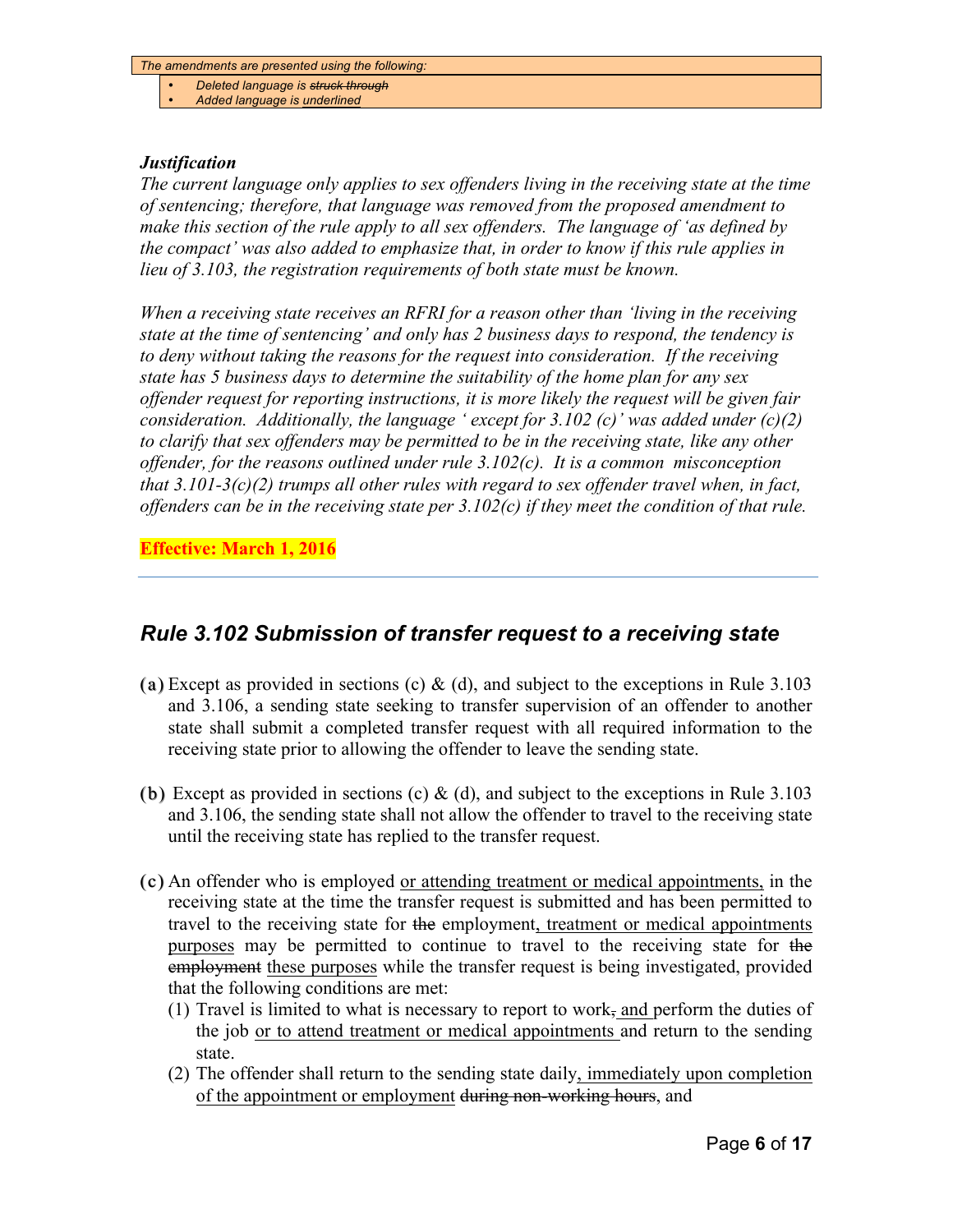*The amendments are presented using the following:*

- *Deleted language is ~~struck through~~*
- *Added language is <u>underlined</u>*

***Justification***

*The current language only applies to sex offenders living in the receiving state at the time of sentencing; therefore, that language was removed from the proposed amendment to make this section of the rule apply to all sex offenders. The language of 'as defined by the compact' was also added to emphasize that, in order to know if this rule applies in lieu of 3.103, the registration requirements of both state must be known.*

*When a receiving state receives an RFRI for a reason other than 'living in the receiving state at the time of sentencing' and only has 2 business days to respond, the tendency is to deny without taking the reasons for the request into consideration. If the receiving state has 5 business days to determine the suitability of the home plan for any sex offender request for reporting instructions, it is more likely the request will be given fair consideration. Additionally, the language ' except for 3.102 (c)' was added under (c)(2) to clarify that sex offenders may be permitted to be in the receiving state, like any other offender, for the reasons outlined under rule 3.102(c). It is a common misconception that 3.101-3(c)(2) trumps all other rules with regard to sex offender travel when, in fact, offenders can be in the receiving state per 3.102(c) if they meet the condition of that rule.*

**Effective: March 1, 2016**

---

## *Rule 3.102 Submission of transfer request to a receiving state*

**(a)** Except as provided in sections (c) & (d), and subject to the exceptions in Rule 3.103 and 3.106, a sending state seeking to transfer supervision of an offender to another state shall submit a completed transfer request with all required information to the receiving state prior to allowing the offender to leave the sending state.

**(b)** Except as provided in sections (c) & (d), and subject to the exceptions in Rule 3.103 and 3.106, the sending state shall not allow the offender to travel to the receiving state until the receiving state has replied to the transfer request.

**(c)** An offender who is employed <u>or attending treatment or medical appointments,</u> in the receiving state at the time the transfer request is submitted and has been permitted to travel to the receiving state for ~~the~~ employment<u>, treatment or medical appointments purposes</u> may be permitted to continue to travel to the receiving state for ~~the employment~~ <u>these purposes</u> while the transfer request is being investigated, provided that the following conditions are met:

1. Travel is limited to what is necessary to report to work~~,~~<u> and </u>perform the duties of the job <u>or to attend treatment or medical appointments </u>and return to the sending state.
2. The offender shall return to the sending state daily<u>, immediately upon completion of the appointment or employment</u> ~~during non-working hours~~, and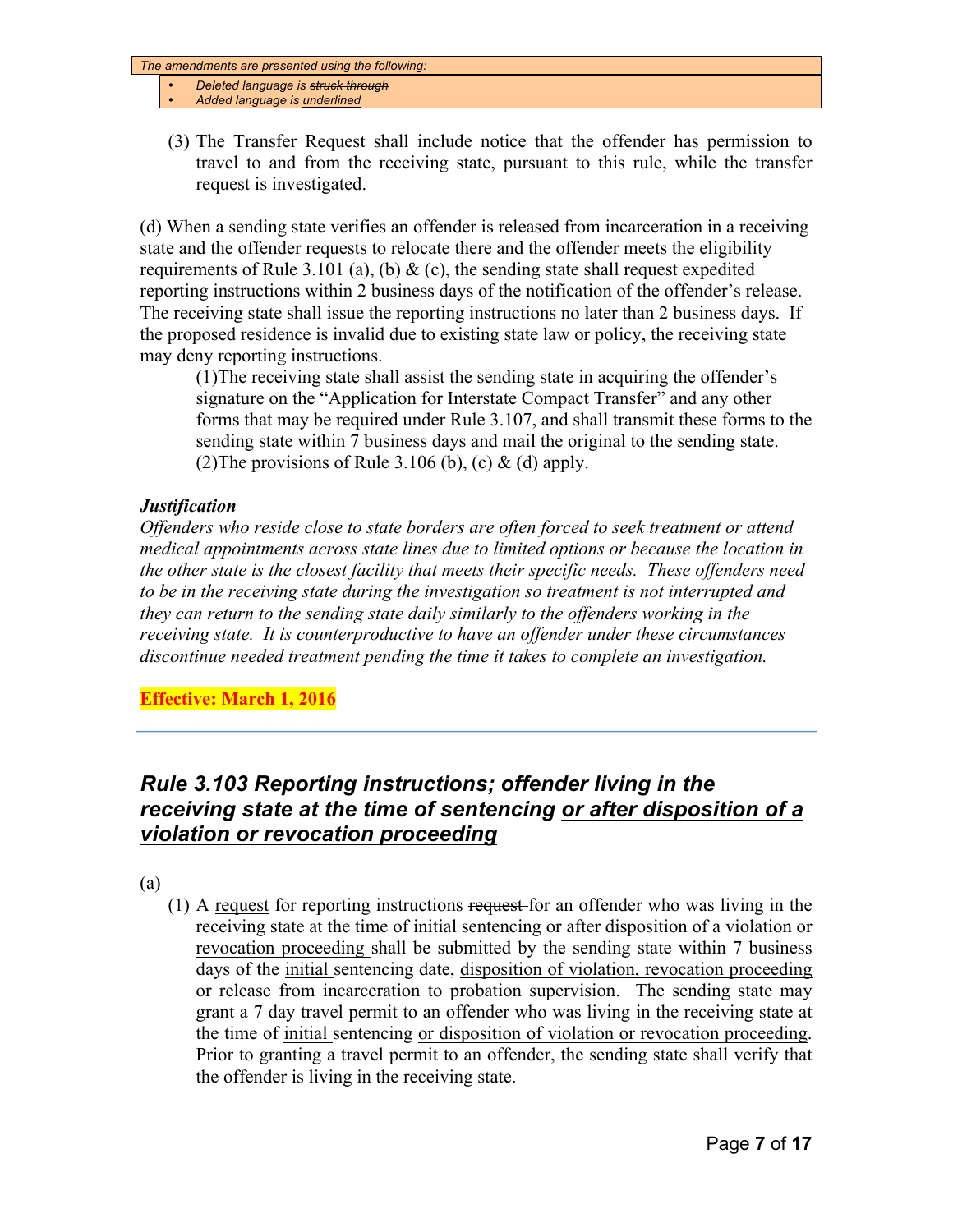*The amendments are presented using the following:*

- *Deleted language is ~~struck through~~*
- *Added language is <u>underlined</u>*

(3) The Transfer Request shall include notice that the offender has permission to travel to and from the receiving state, pursuant to this rule, while the transfer request is investigated.

(d) When a sending state verifies an offender is released from incarceration in a receiving state and the offender requests to relocate there and the offender meets the eligibility requirements of Rule 3.101 (a), (b) & (c), the sending state shall request expedited reporting instructions within 2 business days of the notification of the offender's release. The receiving state shall issue the reporting instructions no later than 2 business days. If the proposed residence is invalid due to existing state law or policy, the receiving state may deny reporting instructions.

(1)The receiving state shall assist the sending state in acquiring the offender's signature on the "Application for Interstate Compact Transfer" and any other forms that may be required under Rule 3.107, and shall transmit these forms to the sending state within 7 business days and mail the original to the sending state.

(2)The provisions of Rule 3.106 (b), (c) & (d) apply.

***Justification***

*Offenders who reside close to state borders are often forced to seek treatment or attend medical appointments across state lines due to limited options or because the location in the other state is the closest facility that meets their specific needs. These offenders need to be in the receiving state during the investigation so treatment is not interrupted and they can return to the sending state daily similarly to the offenders working in the receiving state. It is counterproductive to have an offender under these circumstances discontinue needed treatment pending the time it takes to complete an investigation.*

**Effective: March 1, 2016**

---

## *Rule 3.103 Reporting instructions; offender living in the receiving state at the time of sentencing <u>or after disposition of a violation or revocation proceeding</u>*

(a)

(1) A <u>request</u> for reporting instructions ~~request~~ for an offender who was living in the receiving state at the time of <u>initial</u> sentencing <u>or after disposition of a violation or revocation proceeding</u> shall be submitted by the sending state within 7 business days of the <u>initial</u> sentencing date, <u>disposition of violation, revocation proceeding</u> or release from incarceration to probation supervision. The sending state may grant a 7 day travel permit to an offender who was living in the receiving state at the time of <u>initial</u> sentencing <u>or disposition of violation or revocation proceeding</u>. Prior to granting a travel permit to an offender, the sending state shall verify that the offender is living in the receiving state.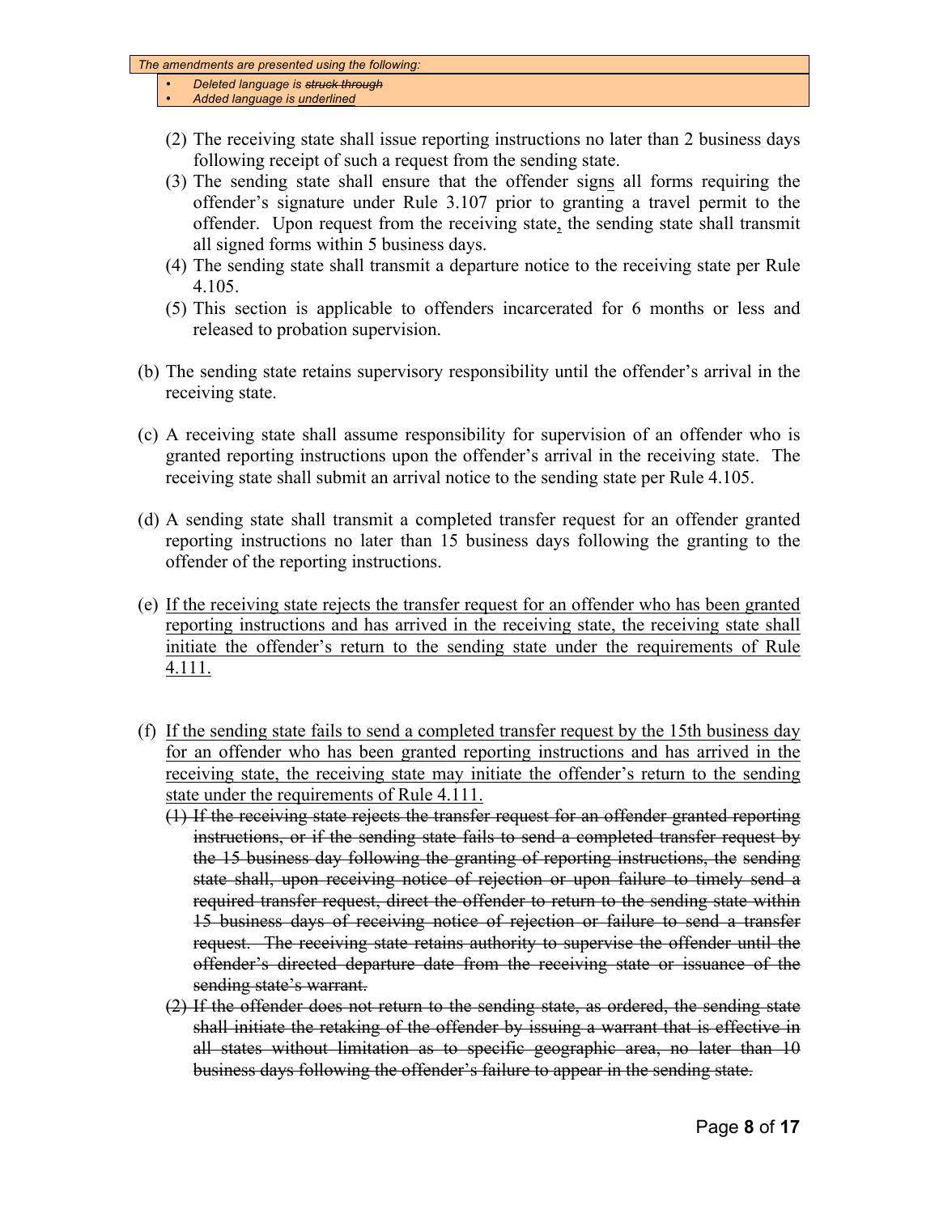*The amendments are presented using the following:*

- *Deleted language is ~~struck through~~*
- *Added language is <u>underlined</u>*

(2) The receiving state shall issue reporting instructions no later than 2 business days following receipt of such a request from the sending state.

(3) The sending state shall ensure that the offender sign<u>s</u> all forms requiring the offender's signature under Rule 3.107 prior to granting a travel permit to the offender. Upon request from the receiving state<u>,</u> the sending state shall transmit all signed forms within 5 business days.

(4) The sending state shall transmit a departure notice to the receiving state per Rule 4.105.

(5) This section is applicable to offenders incarcerated for 6 months or less and released to probation supervision.

(b) The sending state retains supervisory responsibility until the offender's arrival in the receiving state.

(c) A receiving state shall assume responsibility for supervision of an offender who is granted reporting instructions upon the offender's arrival in the receiving state. The receiving state shall submit an arrival notice to the sending state per Rule 4.105.

(d) A sending state shall transmit a completed transfer request for an offender granted reporting instructions no later than 15 business days following the granting to the offender of the reporting instructions.

(e) <u>If the receiving state rejects the transfer request for an offender who has been granted reporting instructions and has arrived in the receiving state, the receiving state shall initiate the offender's return to the sending state under the requirements of Rule 4.111.</u>

(f) <u>If the sending state fails to send a completed transfer request by the 15th business day for an offender who has been granted reporting instructions and has arrived in the receiving state, the receiving state may initiate the offender's return to the sending state under the requirements of Rule 4.111.</u>

~~(1) If the receiving state rejects the transfer request for an offender granted reporting instructions, or if the sending state fails to send a completed transfer request by the 15 business day following the granting of reporting instructions, the sending state shall, upon receiving notice of rejection or upon failure to timely send a required transfer request, direct the offender to return to the sending state within 15 business days of receiving notice of rejection or failure to send a transfer request. The receiving state retains authority to supervise the offender until the offender's directed departure date from the receiving state or issuance of the sending state's warrant.~~

~~(2) If the offender does not return to the sending state, as ordered, the sending state shall initiate the retaking of the offender by issuing a warrant that is effective in all states without limitation as to specific geographic area, no later than 10 business days following the offender's failure to appear in the sending state.~~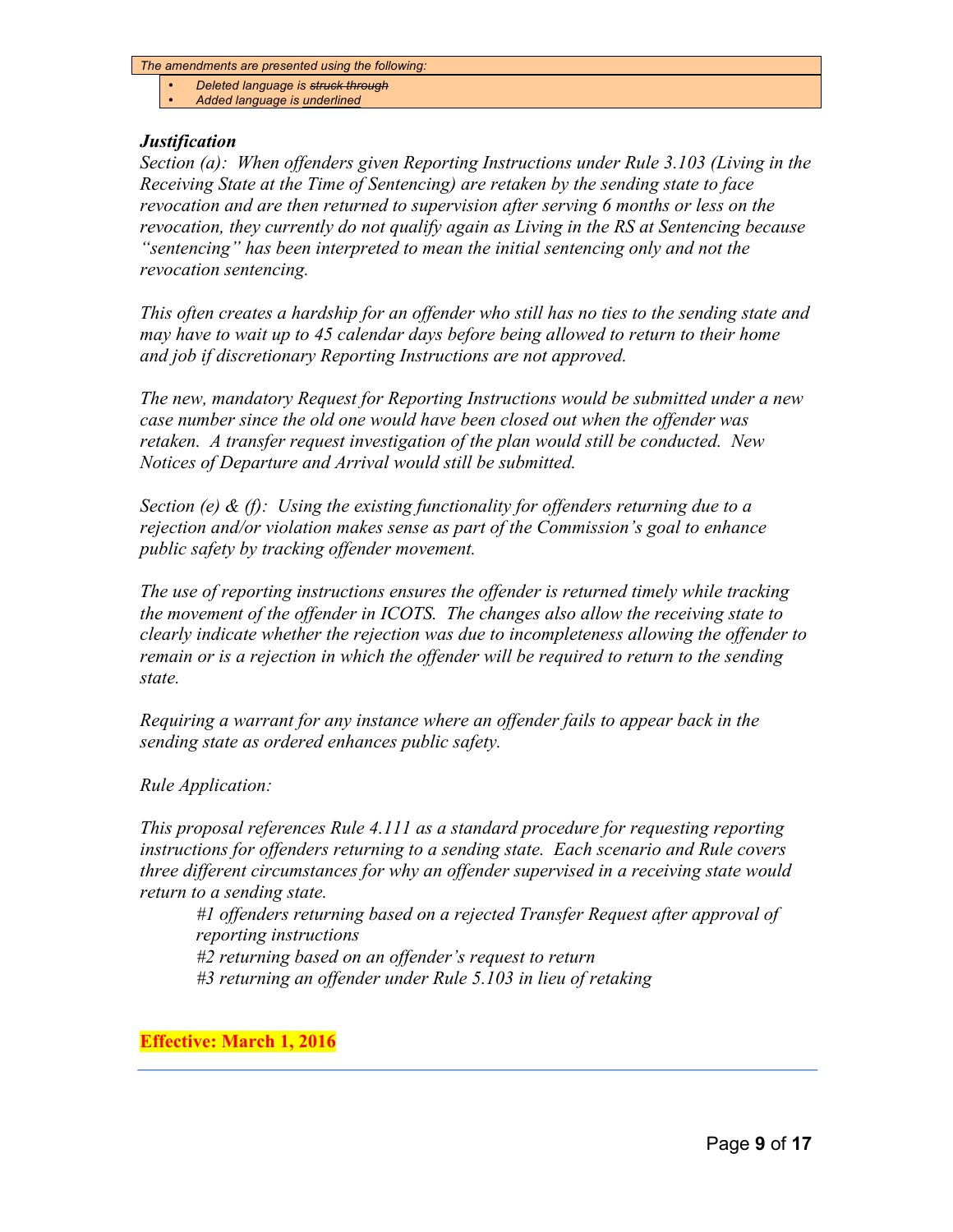*The amendments are presented using the following:*

- *Deleted language is ~~struck through~~*
- *Added language is <u>underlined</u>*

***Justification***

*Section (a): When offenders given Reporting Instructions under Rule 3.103 (Living in the Receiving State at the Time of Sentencing) are retaken by the sending state to face revocation and are then returned to supervision after serving 6 months or less on the revocation, they currently do not qualify again as Living in the RS at Sentencing because "sentencing" has been interpreted to mean the initial sentencing only and not the revocation sentencing.*

*This often creates a hardship for an offender who still has no ties to the sending state and may have to wait up to 45 calendar days before being allowed to return to their home and job if discretionary Reporting Instructions are not approved.*

*The new, mandatory Request for Reporting Instructions would be submitted under a new case number since the old one would have been closed out when the offender was retaken. A transfer request investigation of the plan would still be conducted. New Notices of Departure and Arrival would still be submitted.*

*Section (e) & (f): Using the existing functionality for offenders returning due to a rejection and/or violation makes sense as part of the Commission's goal to enhance public safety by tracking offender movement.*

*The use of reporting instructions ensures the offender is returned timely while tracking the movement of the offender in ICOTS. The changes also allow the receiving state to clearly indicate whether the rejection was due to incompleteness allowing the offender to remain or is a rejection in which the offender will be required to return to the sending state.*

*Requiring a warrant for any instance where an offender fails to appear back in the sending state as ordered enhances public safety.*

*Rule Application:*

*This proposal references Rule 4.111 as a standard procedure for requesting reporting instructions for offenders returning to a sending state. Each scenario and Rule covers three different circumstances for why an offender supervised in a receiving state would return to a sending state.*

> *#1 offenders returning based on a rejected Transfer Request after approval of reporting instructions*
> *#2 returning based on an offender's request to return*
> *#3 returning an offender under Rule 5.103 in lieu of retaking*

**Effective: March 1, 2016**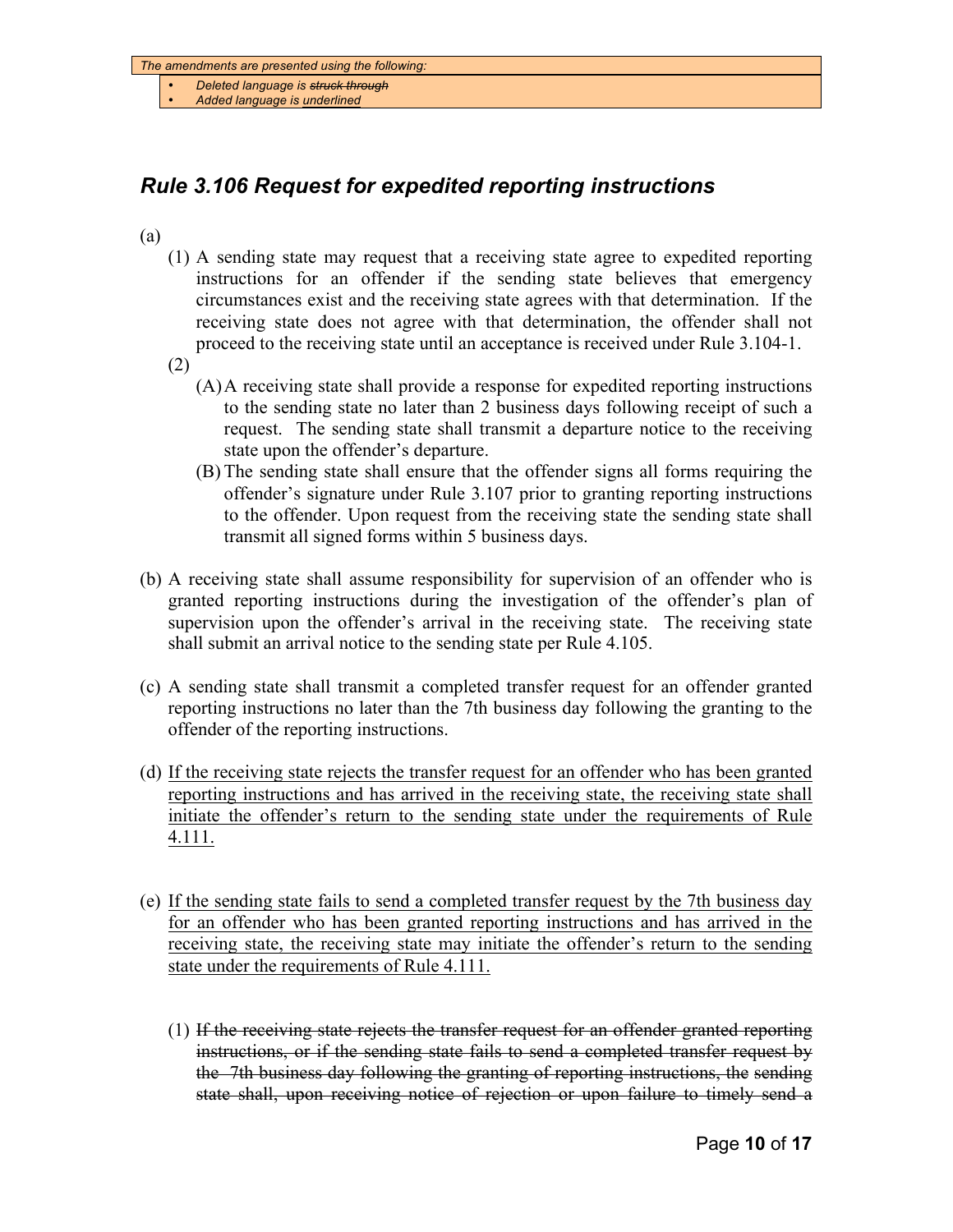*The amendments are presented using the following:*

- *Deleted language is ~~struck through~~*
- *Added language is <u>underlined</u>*

## *Rule 3.106 Request for expedited reporting instructions*

(a)

(1) A sending state may request that a receiving state agree to expedited reporting instructions for an offender if the sending state believes that emergency circumstances exist and the receiving state agrees with that determination. If the receiving state does not agree with that determination, the offender shall not proceed to the receiving state until an acceptance is received under Rule 3.104-1.

(2)

(A) A receiving state shall provide a response for expedited reporting instructions to the sending state no later than 2 business days following receipt of such a request. The sending state shall transmit a departure notice to the receiving state upon the offender's departure.

(B) The sending state shall ensure that the offender signs all forms requiring the offender's signature under Rule 3.107 prior to granting reporting instructions to the offender. Upon request from the receiving state the sending state shall transmit all signed forms within 5 business days.

(b) A receiving state shall assume responsibility for supervision of an offender who is granted reporting instructions during the investigation of the offender's plan of supervision upon the offender's arrival in the receiving state. The receiving state shall submit an arrival notice to the sending state per Rule 4.105.

(c) A sending state shall transmit a completed transfer request for an offender granted reporting instructions no later than the 7th business day following the granting to the offender of the reporting instructions.

(d) <u>If the receiving state rejects the transfer request for an offender who has been granted reporting instructions and has arrived in the receiving state, the receiving state shall initiate the offender's return to the sending state under the requirements of Rule 4.111.</u>

(e) <u>If the sending state fails to send a completed transfer request by the 7th business day for an offender who has been granted reporting instructions and has arrived in the receiving state, the receiving state may initiate the offender's return to the sending state under the requirements of Rule 4.111.</u>

(1) ~~If the receiving state rejects the transfer request for an offender granted reporting instructions, or if the sending state fails to send a completed transfer request by the 7th business day following the granting of reporting instructions, the sending state shall, upon receiving notice of rejection or upon failure to timely send a~~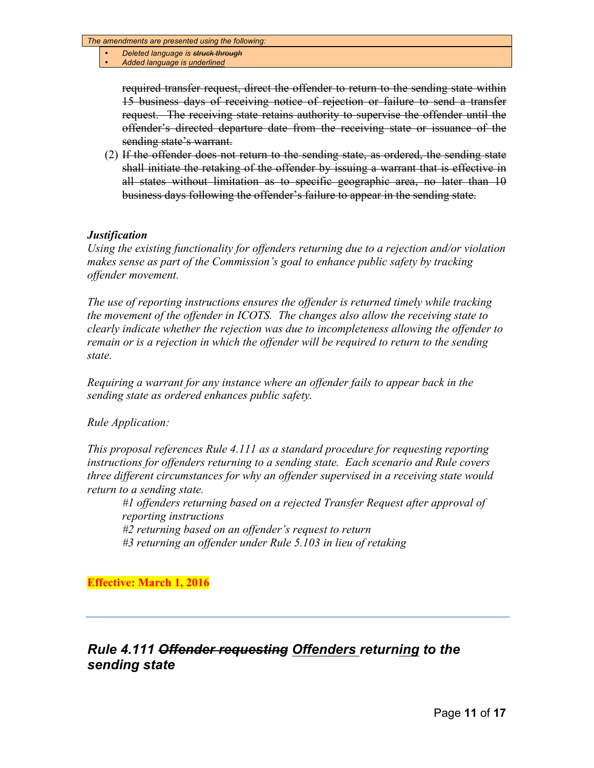The amendments are presented using the following:

- *Deleted language is ~~struck through~~*
- *Added language is <u>underlined</u>*

~~required transfer request, direct the offender to return to the sending state within 15 business days of receiving notice of rejection or failure to send a transfer request. The receiving state retains authority to supervise the offender until the offender's directed departure date from the receiving state or issuance of the sending state's warrant.~~

(2) ~~If the offender does not return to the sending state, as ordered, the sending state shall initiate the retaking of the offender by issuing a warrant that is effective in all states without limitation as to specific geographic area, no later than 10 business days following the offender's failure to appear in the sending state.~~

***Justification***

*Using the existing functionality for offenders returning due to a rejection and/or violation makes sense as part of the Commission's goal to enhance public safety by tracking offender movement.*

*The use of reporting instructions ensures the offender is returned timely while tracking the movement of the offender in ICOTS. The changes also allow the receiving state to clearly indicate whether the rejection was due to incompleteness allowing the offender to remain or is a rejection in which the offender will be required to return to the sending state.*

*Requiring a warrant for any instance where an offender fails to appear back in the sending state as ordered enhances public safety.*

*Rule Application:*

*This proposal references Rule 4.111 as a standard procedure for requesting reporting instructions for offenders returning to a sending state. Each scenario and Rule covers three different circumstances for why an offender supervised in a receiving state would return to a sending state.*

*#1 offenders returning based on a rejected Transfer Request after approval of reporting instructions*
*#2 returning based on an offender's request to return*
*#3 returning an offender under Rule 5.103 in lieu of retaking*

**Effective: March 1, 2016**

---

## *Rule 4.111 ~~Offender requesting~~ <u>Offenders</u> return<u>ing</u> to the sending state*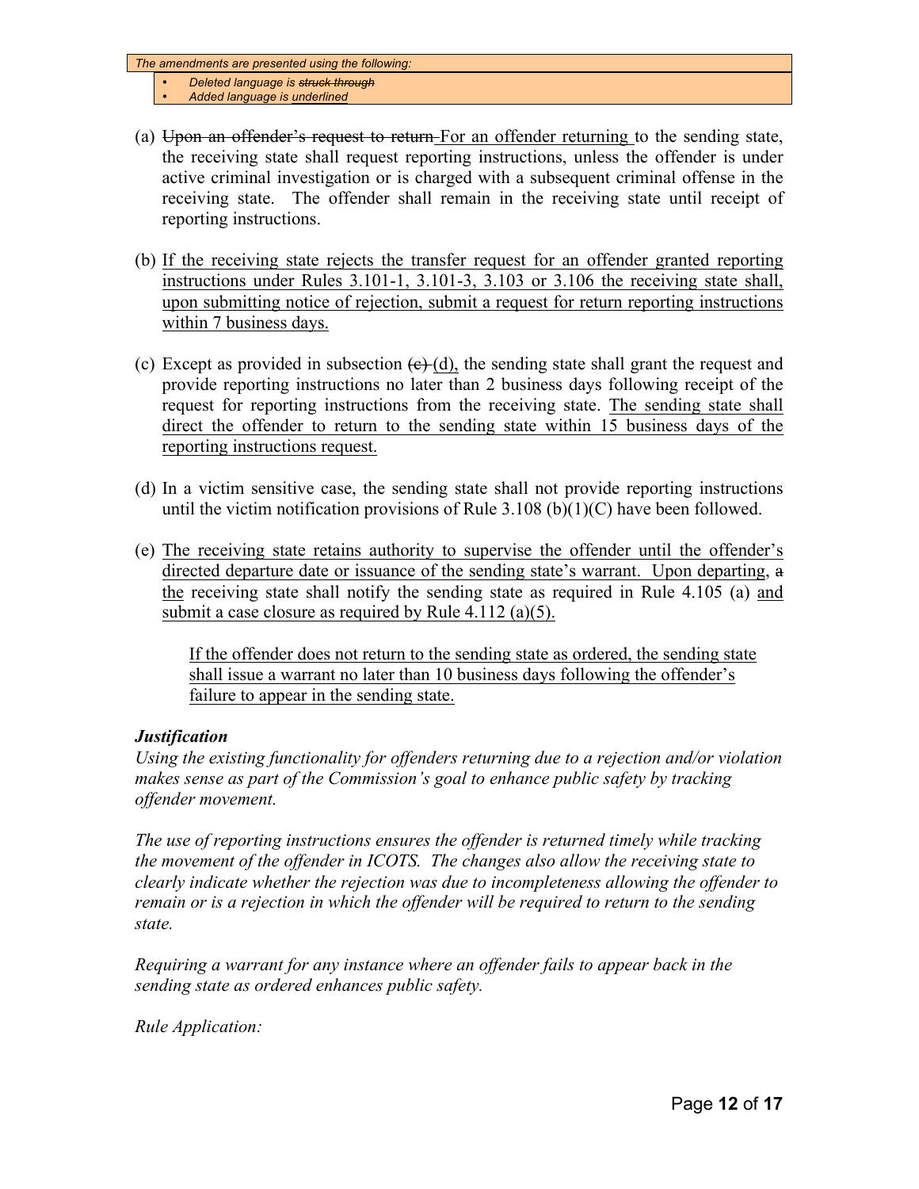*The amendments are presented using the following:*

- *Deleted language is ~~struck through~~*
- *Added language is <u>underlined</u>*

(a) ~~Upon an offender's request to return~~ <u>For an offender returning</u> to the sending state, the receiving state shall request reporting instructions, unless the offender is under active criminal investigation or is charged with a subsequent criminal offense in the receiving state. The offender shall remain in the receiving state until receipt of reporting instructions.

(b) <u>If the receiving state rejects the transfer request for an offender granted reporting instructions under Rules 3.101-1, 3.101-3, 3.103 or 3.106 the receiving state shall, upon submitting notice of rejection, submit a request for return reporting instructions within 7 business days.</u>

(c) Except as provided in subsection ~~(c)~~ <u>(d),</u> the sending state shall grant the request and provide reporting instructions no later than 2 business days following receipt of the request for reporting instructions from the receiving state. <u>The sending state shall direct the offender to return to the sending state within 15 business days of the reporting instructions request.</u>

(d) In a victim sensitive case, the sending state shall not provide reporting instructions until the victim notification provisions of Rule 3.108 (b)(1)(C) have been followed.

(e) <u>The receiving state retains authority to supervise the offender until the offender's directed departure date or issuance of the sending state's warrant.</u> Upon departing, ~~a~~ <u>the</u> receiving state shall notify the sending state as required in Rule 4.105 (a) <u>and submit a case closure as required by Rule 4.112 (a)(5).</u>

<u>If the offender does not return to the sending state as ordered, the sending state shall issue a warrant no later than 10 business days following the offender's failure to appear in the sending state.</u>

***Justification***

*Using the existing functionality for offenders returning due to a rejection and/or violation makes sense as part of the Commission's goal to enhance public safety by tracking offender movement.*

*The use of reporting instructions ensures the offender is returned timely while tracking the movement of the offender in ICOTS. The changes also allow the receiving state to clearly indicate whether the rejection was due to incompleteness allowing the offender to remain or is a rejection in which the offender will be required to return to the sending state.*

*Requiring a warrant for any instance where an offender fails to appear back in the sending state as ordered enhances public safety.*

*Rule Application:*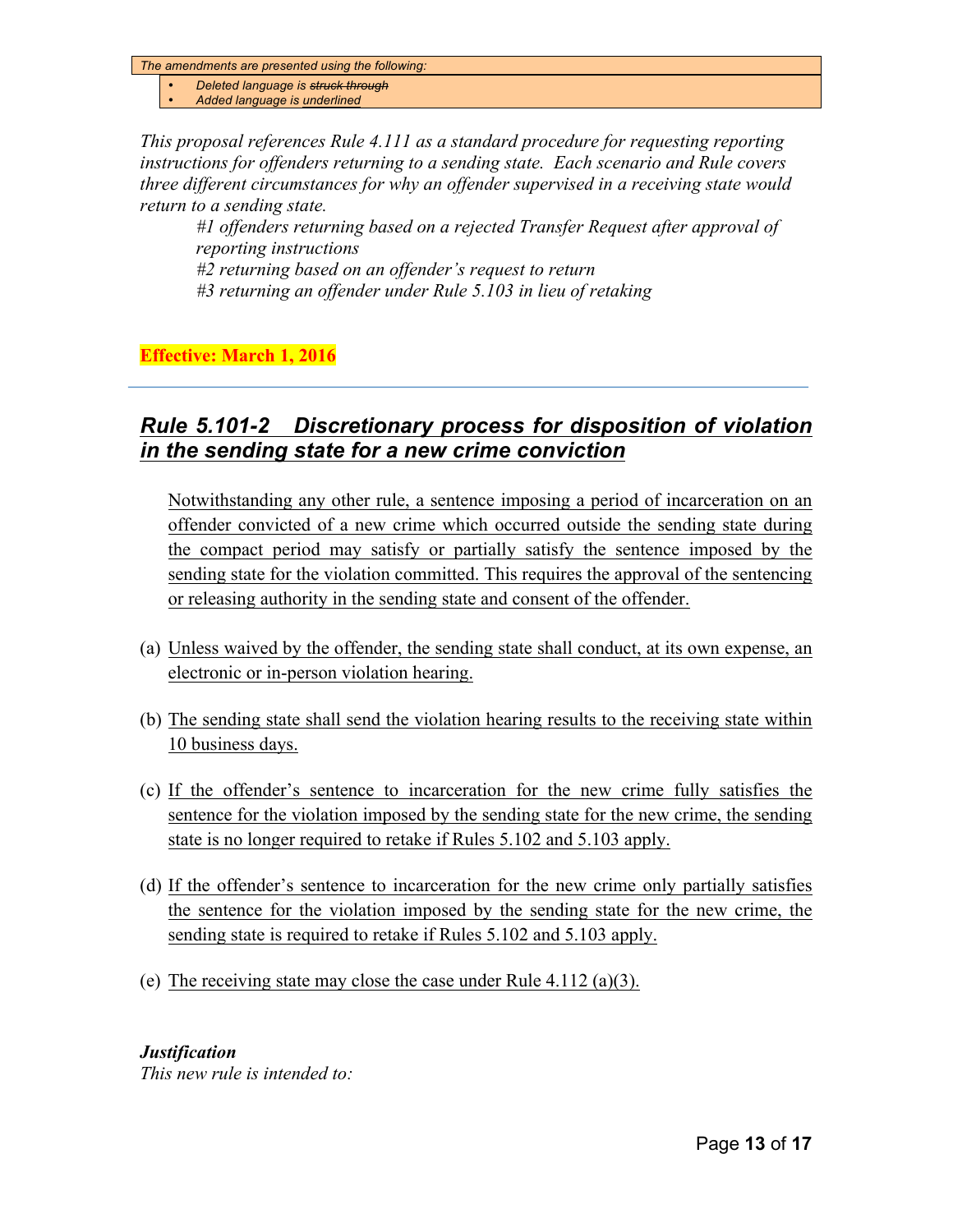The amendments are presented using the following:

- Deleted language is ~~struck through~~
- Added language is <u>underlined</u>

*This proposal references Rule 4.111 as a standard procedure for requesting reporting instructions for offenders returning to a sending state. Each scenario and Rule covers three different circumstances for why an offender supervised in a receiving state would return to a sending state.*

*#1 offenders returning based on a rejected Transfer Request after approval of reporting instructions*
*#2 returning based on an offender's request to return*
*#3 returning an offender under Rule 5.103 in lieu of retaking*

**Effective: March 1, 2016**

---

## <u>*Rule 5.101-2 Discretionary process for disposition of violation in the sending state for a new crime conviction*</u>

<u>Notwithstanding any other rule, a sentence imposing a period of incarceration on an offender convicted of a new crime which occurred outside the sending state during the compact period may satisfy or partially satisfy the sentence imposed by the sending state for the violation committed. This requires the approval of the sentencing or releasing authority in the sending state and consent of the offender.</u>

(a) <u>Unless waived by the offender, the sending state shall conduct, at its own expense, an electronic or in-person violation hearing.</u>

(b) <u>The sending state shall send the violation hearing results to the receiving state within 10 business days.</u>

(c) <u>If the offender's sentence to incarceration for the new crime fully satisfies the sentence for the violation imposed by the sending state for the new crime, the sending state is no longer required to retake if Rules 5.102 and 5.103 apply.</u>

(d) <u>If the offender's sentence to incarceration for the new crime only partially satisfies the sentence for the violation imposed by the sending state for the new crime, the sending state is required to retake if Rules 5.102 and 5.103 apply.</u>

(e) <u>The receiving state may close the case under Rule 4.112 (a)(3).</u>

***Justification***
*This new rule is intended to:*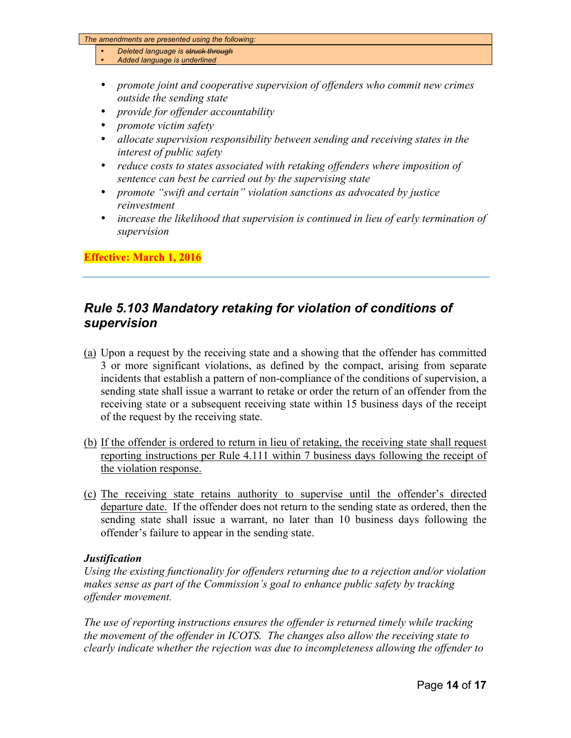*The amendments are presented using the following:*

- *Deleted language is ~~struck through~~*
- *Added language is <u>underlined</u>*

- *promote joint and cooperative supervision of offenders who commit new crimes outside the sending state*
- *provide for offender accountability*
- *promote victim safety*
- *allocate supervision responsibility between sending and receiving states in the interest of public safety*
- *reduce costs to states associated with retaking offenders where imposition of sentence can best be carried out by the supervising state*
- *promote "swift and certain" violation sanctions as advocated by justice reinvestment*
- *increase the likelihood that supervision is continued in lieu of early termination of supervision*

**Effective: March 1, 2016**

---

## *Rule 5.103 Mandatory retaking for violation of conditions of supervision*

<u>(a)</u> Upon a request by the receiving state and a showing that the offender has committed 3 or more significant violations, as defined by the compact, arising from separate incidents that establish a pattern of non-compliance of the conditions of supervision, a sending state shall issue a warrant to retake or order the return of an offender from the receiving state or a subsequent receiving state within 15 business days of the receipt of the request by the receiving state.

(b) <u>If the offender is ordered to return in lieu of retaking, the receiving state shall request reporting instructions per Rule 4.111 within 7 business days following the receipt of the violation response.</u>

(c) <u>The receiving state retains authority to supervise until the offender's directed departure date.</u> If the offender does not return to the sending state as ordered, then the sending state shall issue a warrant, no later than 10 business days following the offender's failure to appear in the sending state.

***Justification***

*Using the existing functionality for offenders returning due to a rejection and/or violation makes sense as part of the Commission's goal to enhance public safety by tracking offender movement.*

*The use of reporting instructions ensures the offender is returned timely while tracking the movement of the offender in ICOTS. The changes also allow the receiving state to clearly indicate whether the rejection was due to incompleteness allowing the offender to*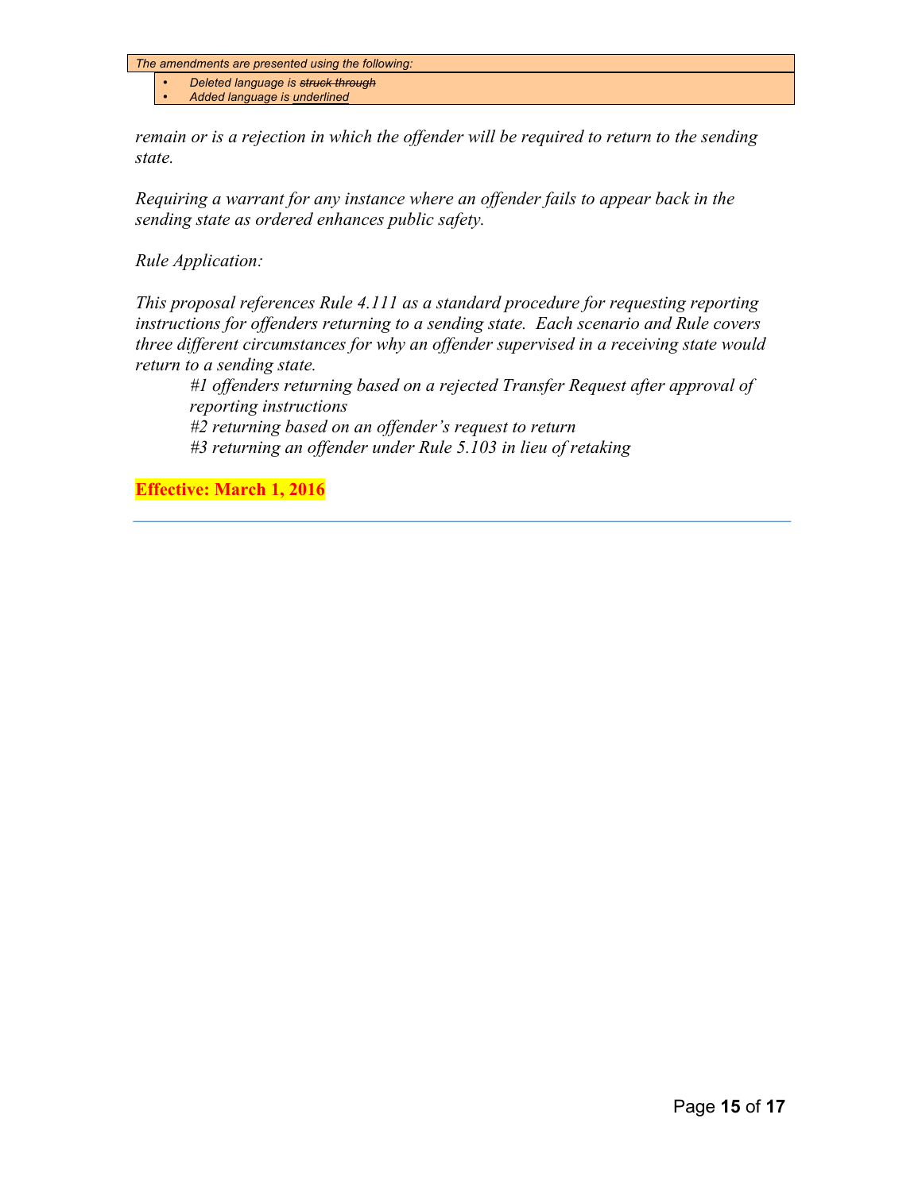*The amendments are presented using the following:*

- *Deleted language is ~~struck through~~*
- *Added language is <u>underlined</u>*

*remain or is a rejection in which the offender will be required to return to the sending state.*

*Requiring a warrant for any instance where an offender fails to appear back in the sending state as ordered enhances public safety.*

*Rule Application:*

*This proposal references Rule 4.111 as a standard procedure for requesting reporting instructions for offenders returning to a sending state. Each scenario and Rule covers three different circumstances for why an offender supervised in a receiving state would return to a sending state.*

> *#1 offenders returning based on a rejected Transfer Request after approval of reporting instructions*
> *#2 returning based on an offender's request to return*
> *#3 returning an offender under Rule 5.103 in lieu of retaking*

**Effective: March 1, 2016**

---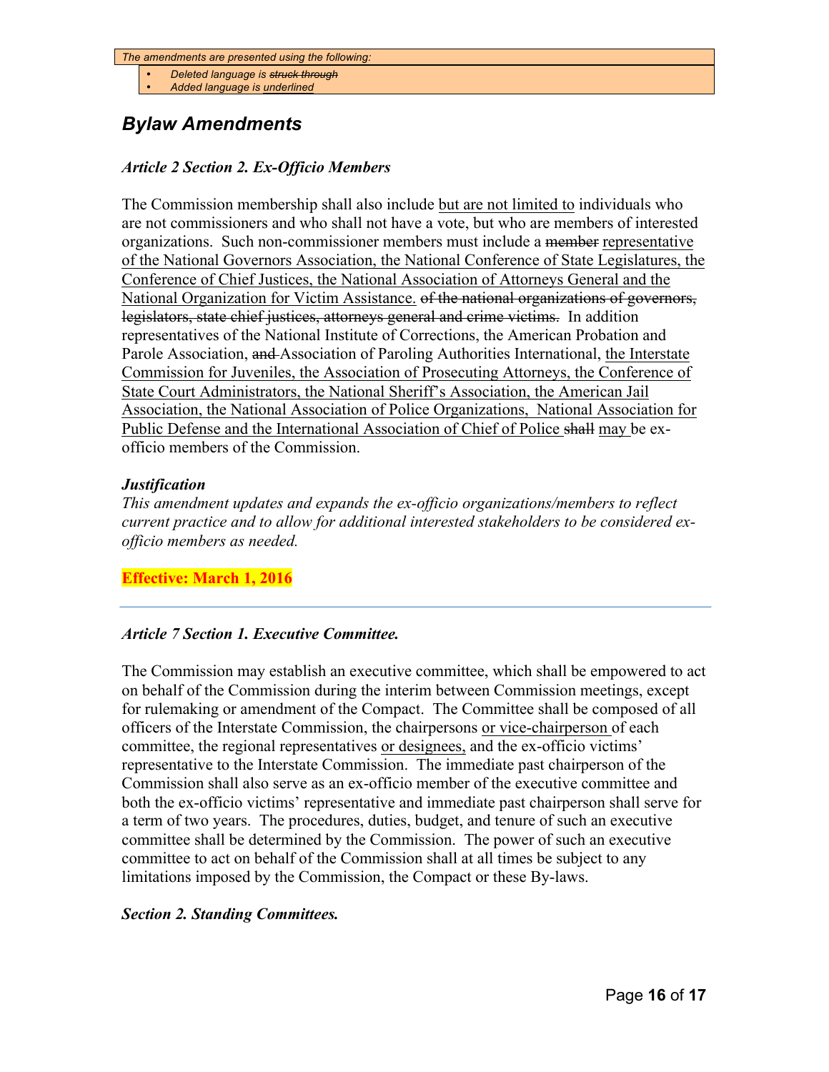*The amendments are presented using the following:*

- *Deleted language is ~~struck through~~*
- *Added language is <u>underlined</u>*

## *Bylaw Amendments*

### *Article 2 Section 2. Ex-Officio Members*

The Commission membership shall also include <u>but are not limited to</u> individuals who are not commissioners and who shall not have a vote, but who are members of interested organizations. Such non-commissioner members must include a ~~member~~ <u>representative of the National Governors Association, the National Conference of State Legislatures, the Conference of Chief Justices, the National Association of Attorneys General and the National Organization for Victim Assistance.</u> ~~of the national organizations of governors, legislators, state chief justices, attorneys general and crime victims.~~ In addition representatives of the National Institute of Corrections, the American Probation and Parole Association, ~~and~~ Association of Paroling Authorities International, <u>the Interstate Commission for Juveniles, the Association of Prosecuting Attorneys, the Conference of State Court Administrators, the National Sheriff's Association, the American Jail Association, the National Association of Police Organizations, National Association for Public Defense and the International Association of Chief of Police</u> ~~shall~~ <u>may</u> be ex-officio members of the Commission.

***Justification***

*This amendment updates and expands the ex-officio organizations/members to reflect current practice and to allow for additional interested stakeholders to be considered ex-officio members as needed.*

**Effective: March 1, 2016**

---

### *Article 7 Section 1. Executive Committee.*

The Commission may establish an executive committee, which shall be empowered to act on behalf of the Commission during the interim between Commission meetings, except for rulemaking or amendment of the Compact. The Committee shall be composed of all officers of the Interstate Commission, the chairpersons <u>or vice-chairperson</u> of each committee, the regional representatives <u>or designees,</u> and the ex-officio victims' representative to the Interstate Commission. The immediate past chairperson of the Commission shall also serve as an ex-officio member of the executive committee and both the ex-officio victims' representative and immediate past chairperson shall serve for a term of two years. The procedures, duties, budget, and tenure of such an executive committee shall be determined by the Commission. The power of such an executive committee to act on behalf of the Commission shall at all times be subject to any limitations imposed by the Commission, the Compact or these By-laws.

### *Section 2. Standing Committees.*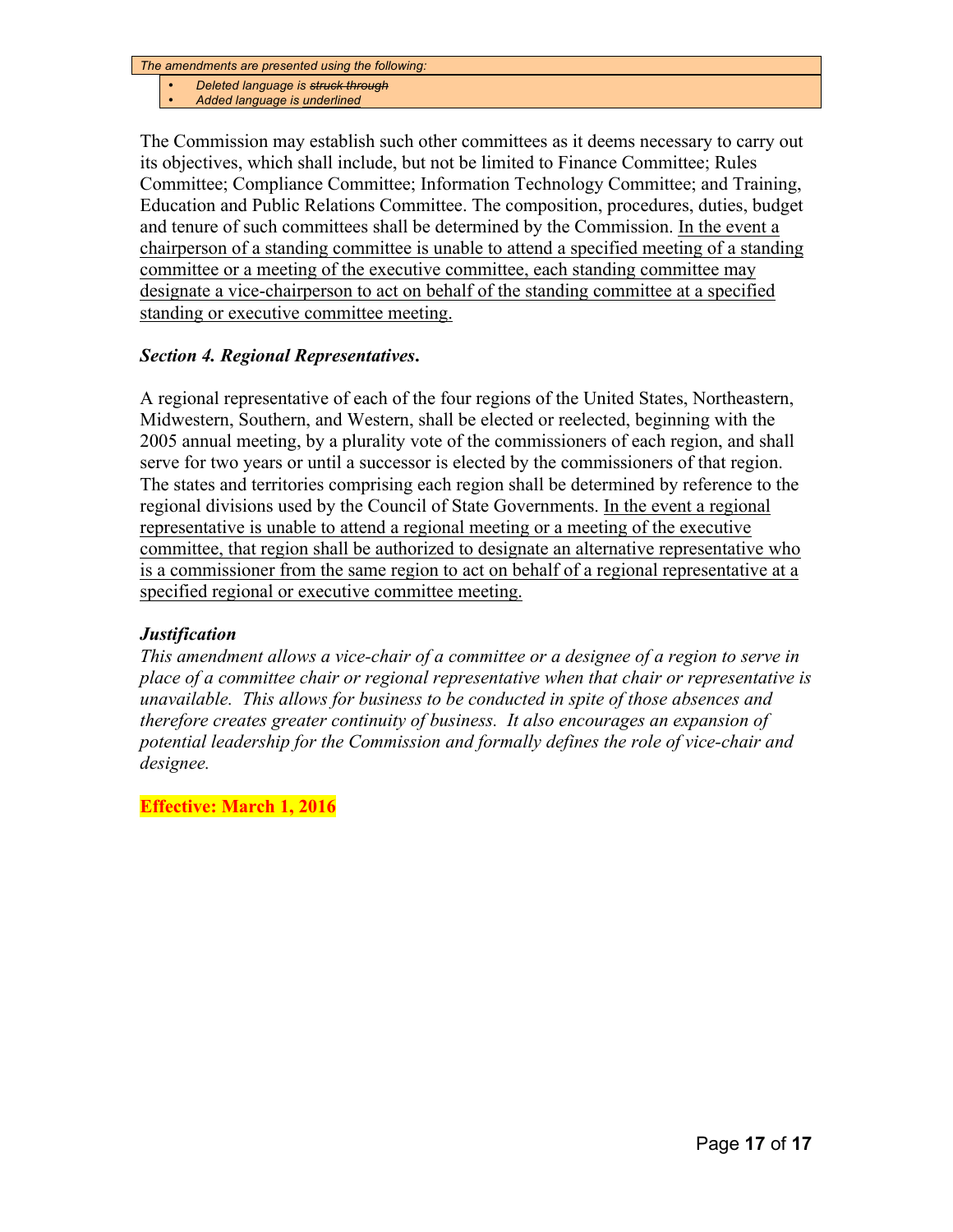*The amendments are presented using the following:*

- *Deleted language is ~~struck through~~*
- *Added language is <u>underlined</u>*

The Commission may establish such other committees as it deems necessary to carry out its objectives, which shall include, but not be limited to Finance Committee; Rules Committee; Compliance Committee; Information Technology Committee; and Training, Education and Public Relations Committee. The composition, procedures, duties, budget and tenure of such committees shall be determined by the Commission. <u>In the event a chairperson of a standing committee is unable to attend a specified meeting of a standing committee or a meeting of the executive committee, each standing committee may designate a vice-chairperson to act on behalf of the standing committee at a specified standing or executive committee meeting.</u>

***Section 4. Regional Representatives.***

A regional representative of each of the four regions of the United States, Northeastern, Midwestern, Southern, and Western, shall be elected or reelected, beginning with the 2005 annual meeting, by a plurality vote of the commissioners of each region, and shall serve for two years or until a successor is elected by the commissioners of that region. The states and territories comprising each region shall be determined by reference to the regional divisions used by the Council of State Governments. <u>In the event a regional representative is unable to attend a regional meeting or a meeting of the executive committee, that region shall be authorized to designate an alternative representative who is a commissioner from the same region to act on behalf of a regional representative at a specified regional or executive committee meeting.</u>

***Justification***

*This amendment allows a vice-chair of a committee or a designee of a region to serve in place of a committee chair or regional representative when that chair or representative is unavailable. This allows for business to be conducted in spite of those absences and therefore creates greater continuity of business. It also encourages an expansion of potential leadership for the Commission and formally defines the role of vice-chair and designee.*

**Effective: March 1, 2016**